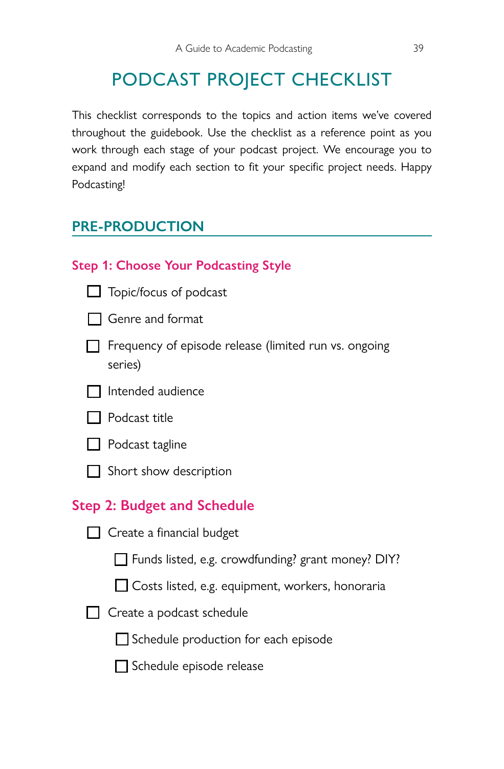# PODCAST PROJECT CHECKLIST

This checklist corresponds to the topics and action items we've covered throughout the guidebook. Use the checklist as a reference point as you work through each stage of your podcast project. We encourage you to expand and modify each section to fit your specific project needs. Happy Podcasting!

## PRE-PRODUCTION

### Step 1: Choose Your Podcasting Style

- [ ] Topic/focus of podcast
- [ ] Genre and format
- [ ] Frequency of episode release (limited run vs. ongoing series)
- [ ] Intended audience
- [ ] Podcast title
- [ ] Podcast tagline
- [ ] Short show description

### Step 2: Budget and Schedule

- [ ] Create a financial budget
    - [ ] Funds listed, e.g. crowdfunding? grant money? DIY?
    - [ ] Costs listed, e.g. equipment, workers, honoraria
- [ ] Create a podcast schedule
    - [ ] Schedule production for each episode
    - [ ] Schedule episode release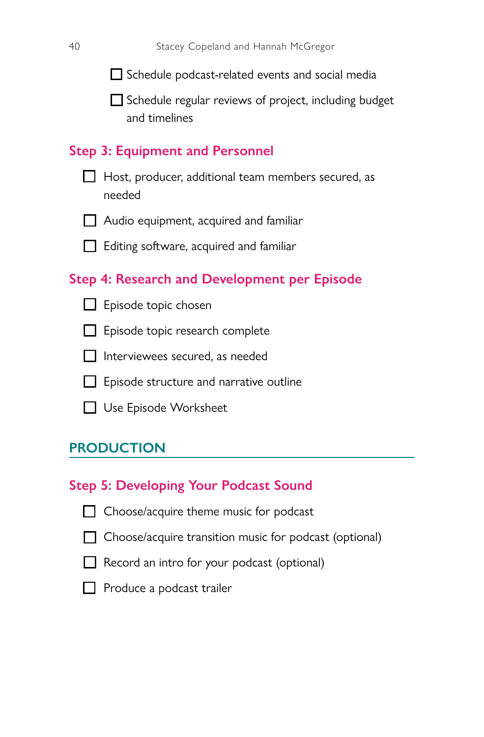- [ ] Schedule podcast-related events and social media
- [ ] Schedule regular reviews of project, including budget and timelines

### Step 3: Equipment and Personnel

- [ ] Host, producer, additional team members secured, as needed
- [ ] Audio equipment, acquired and familiar
- [ ] Editing software, acquired and familiar

### Step 4: Research and Development per Episode

- [ ] Episode topic chosen
- [ ] Episode topic research complete
- [ ] Interviewees secured, as needed
- [ ] Episode structure and narrative outline
- [ ] Use Episode Worksheet

## PRODUCTION

### Step 5: Developing Your Podcast Sound

- [ ] Choose/acquire theme music for podcast
- [ ] Choose/acquire transition music for podcast (optional)
- [ ] Record an intro for your podcast (optional)
- [ ] Produce a podcast trailer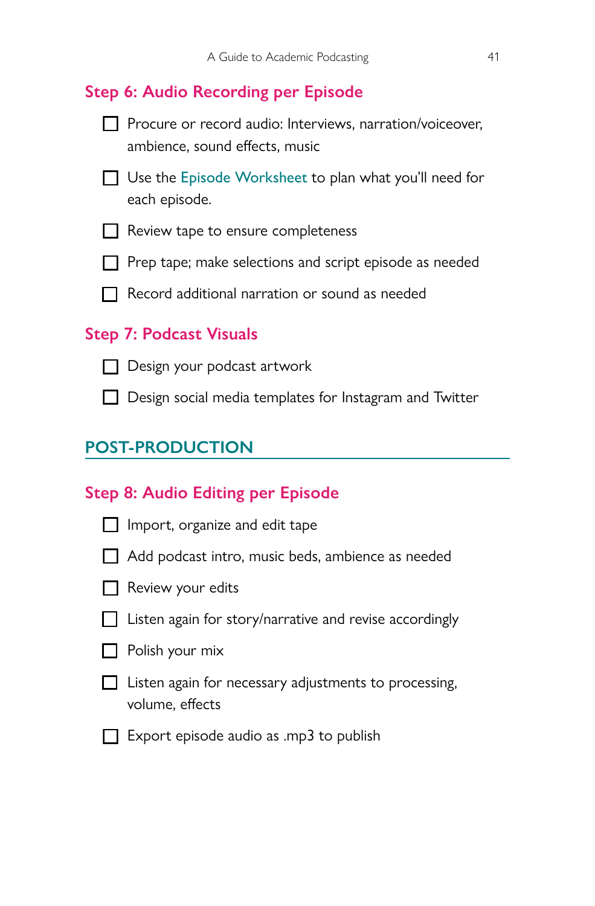### Step 6: Audio Recording per Episode

- [ ] Procure or record audio: Interviews, narration/voiceover, ambience, sound effects, music
- [ ] Use the Episode Worksheet to plan what you'll need for each episode.
- [ ] Review tape to ensure completeness
- [ ] Prep tape; make selections and script episode as needed
- [ ] Record additional narration or sound as needed

### Step 7: Podcast Visuals

- [ ] Design your podcast artwork
- [ ] Design social media templates for Instagram and Twitter

## POST-PRODUCTION

### Step 8: Audio Editing per Episode

- [ ] Import, organize and edit tape
- [ ] Add podcast intro, music beds, ambience as needed
- [ ] Review your edits
- [ ] Listen again for story/narrative and revise accordingly
- [ ] Polish your mix
- [ ] Listen again for necessary adjustments to processing, volume, effects
- [ ] Export episode audio as .mp3 to publish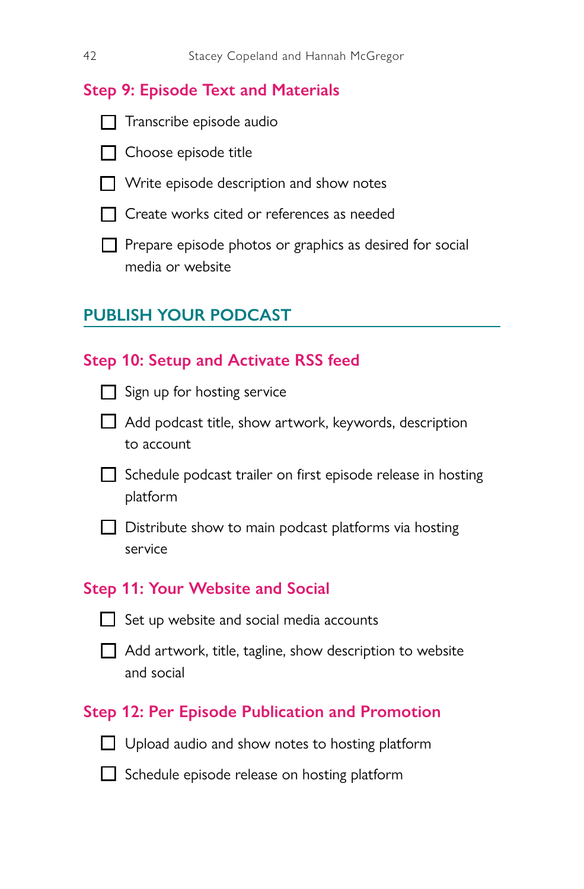### Step 9: Episode Text and Materials

- [ ] Transcribe episode audio
- [ ] Choose episode title
- [ ] Write episode description and show notes
- [ ] Create works cited or references as needed
- [ ] Prepare episode photos or graphics as desired for social media or website

## PUBLISH YOUR PODCAST

### Step 10: Setup and Activate RSS feed

- [ ] Sign up for hosting service
- [ ] Add podcast title, show artwork, keywords, description to account
- [ ] Schedule podcast trailer on first episode release in hosting platform
- [ ] Distribute show to main podcast platforms via hosting service

### Step 11: Your Website and Social

- [ ] Set up website and social media accounts
- [ ] Add artwork, title, tagline, show description to website and social

### Step 12: Per Episode Publication and Promotion

- [ ] Upload audio and show notes to hosting platform
- [ ] Schedule episode release on hosting platform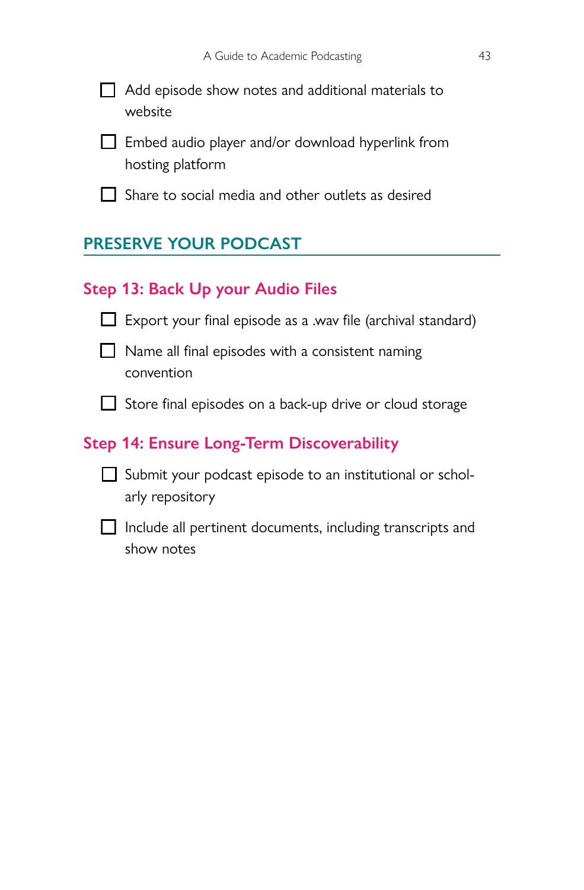- [ ] Add episode show notes and additional materials to website
- [ ] Embed audio player and/or download hyperlink from hosting platform
- [ ] Share to social media and other outlets as desired

## PRESERVE YOUR PODCAST

### Step 13: Back Up your Audio Files

- [ ] Export your final episode as a .wav file (archival standard)
- [ ] Name all final episodes with a consistent naming convention
- [ ] Store final episodes on a back-up drive or cloud storage

### Step 14: Ensure Long-Term Discoverability

- [ ] Submit your podcast episode to an institutional or scholarly repository
- [ ] Include all pertinent documents, including transcripts and show notes